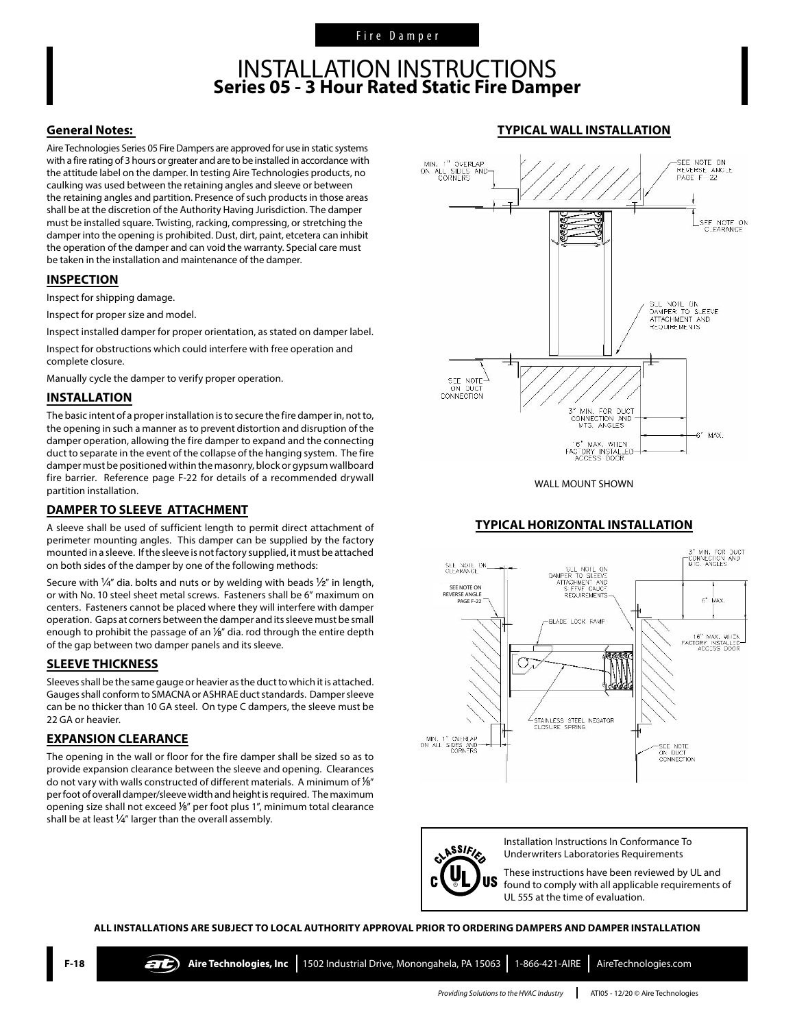Fire Damper

# INSTALLATION INSTRUCTIONS
## Series 05 - 3 Hour Rated Static Fire Damper

### General Notes:

Aire Technologies Series 05 Fire Dampers are approved for use in static systems with a fire rating of 3 hours or greater and are to be installed in accordance with the attitude label on the damper. In testing Aire Technologies products, no caulking was used between the retaining angles and sleeve or between the retaining angles and partition. Presence of such products in those areas shall be at the discretion of the Authority Having Jurisdiction. The damper must be installed square. Twisting, racking, compressing, or stretching the damper into the opening is prohibited. Dust, dirt, paint, etcetera can inhibit the operation of the damper and can void the warranty. Special care must be taken in the installation and maintenance of the damper.

### INSPECTION

Inspect for shipping damage.

Inspect for proper size and model.

Inspect installed damper for proper orientation, as stated on damper label.

Inspect for obstructions which could interfere with free operation and complete closure.

Manually cycle the damper to verify proper operation.

### INSTALLATION

The basic intent of a proper installation is to secure the fire damper in, not to, the opening in such a manner as to prevent distortion and disruption of the damper operation, allowing the fire damper to expand and the connecting duct to separate in the event of the collapse of the hanging system. The fire damper must be positioned within the masonry, block or gypsum wallboard fire barrier. Reference page F-22 for details of a recommended drywall partition installation.

### DAMPER TO SLEEVE ATTACHMENT

A sleeve shall be used of sufficient length to permit direct attachment of perimeter mounting angles. This damper can be supplied by the factory mounted in a sleeve. If the sleeve is not factory supplied, it must be attached on both sides of the damper by one of the following methods:

Secure with ¼" dia. bolts and nuts or by welding with beads ½" in length, or with No. 10 steel sheet metal screws. Fasteners shall be 6" maximum on centers. Fasteners cannot be placed where they will interfere with damper operation. Gaps at corners between the damper and its sleeve must be small enough to prohibit the passage of an ⅛" dia. rod through the entire depth of the gap between two damper panels and its sleeve.

### SLEEVE THICKNESS

Sleeves shall be the same gauge or heavier as the duct to which it is attached. Gauges shall conform to SMACNA or ASHRAE duct standards. Damper sleeve can be no thicker than 10 GA steel. On type C dampers, the sleeve must be 22 GA or heavier.

### EXPANSION CLEARANCE

The opening in the wall or floor for the fire damper shall be sized so as to provide expansion clearance between the sleeve and opening. Clearances do not vary with walls constructed of different materials. A minimum of ⅛" per foot of overall damper/sleeve width and height is required. The maximum opening size shall not exceed ⅛" per foot plus 1", minimum total clearance shall be at least ¼" larger than the overall assembly.

### TYPICAL WALL INSTALLATION

MIN. 1" OVERLAP ON ALL SIDES AND CORNERS

SEE NOTE ON REVERSE ANGLE PAGE F-22

SEE NOTE ON CLEARANCE

SEE NOTE ON DAMPER TO SLEEVE ATTACHMENT AND REQUIREMENTS

SEE NOTE ON DUCT CONNECTION

3" MIN. FOR DUCT CONNECTION AND MTG. ANGLES

6" MAX.

16" MAX. WHEN FACTORY INSTALLED ACCESS DOOR

WALL MOUNT SHOWN

### TYPICAL HORIZONTAL INSTALLATION

SEE NOTE ON CLEARANCE

SEE NOTE ON REVERSE ANGLE PAGE F-22

SEE NOTE ON DAMPER TO SLEEVE ATTACHMENT AND SLEEVE GAUGE REQUIREMENTS

3" MIN. FOR DUCT CONNECTION AND MTG. ANGLES

6" MAX.

BLADE LOCK RAMP

16" MAX. WHEN FACTORY INSTALLED ACCESS DOOR

STAINLESS STEEL NEGATOR CLOSURE SPRING

MIN. 1" OVERLAP ON ALL SIDES AND CORNERS

SEE NOTE ON DUCT CONNECTION

Installation Instructions In Conformance To Underwriters Laboratories Requirements

These instructions have been reviewed by UL and found to comply with all applicable requirements of UL 555 at the time of evaluation.

**ALL INSTALLATIONS ARE SUBJECT TO LOCAL AUTHORITY APPROVAL PRIOR TO ORDERING DAMPERS AND DAMPER INSTALLATION**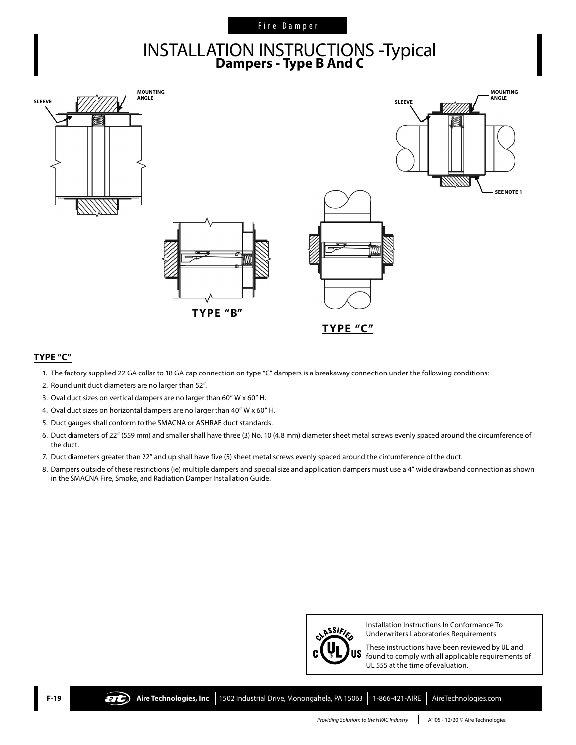Fire Damper

# INSTALLATION INSTRUCTIONS -Typical

## Dampers - Type B And C

MOUNTING ANGLE

SLEEVE

SLEEVE

MOUNTING ANGLE

SEE NOTE 1

TYPE "B"

TYPE "C"

### TYPE "C"

1. The factory supplied 22 GA collar to 18 GA cap connection on type "C" dampers is a breakaway connection under the following conditions:
2. Round unit duct diameters are no larger than 52".
3. Oval duct sizes on vertical dampers are no larger than 60" W x 60" H.
4. Oval duct sizes on horizontal dampers are no larger than 40" W x 60" H.
5. Duct gauges shall conform to the SMACNA or ASHRAE duct standards.
6. Duct diameters of 22" (559 mm) and smaller shall have three (3) No. 10 (4.8 mm) diameter sheet metal screws evenly spaced around the circumference of the duct.
7. Duct diameters greater than 22" and up shall have five (5) sheet metal screws evenly spaced around the circumference of the duct.
8. Dampers outside of these restrictions (ie) multiple dampers and special size and application dampers must use a 4" wide drawband connection as shown in the SMACNA Fire, Smoke, and Radiation Damper Installation Guide.

CLASSIFIED c UL US

Installation Instructions In Conformance To Underwriters Laboratories Requirements

These instructions have been reviewed by UL and found to comply with all applicable requirements of UL 555 at the time of evaluation.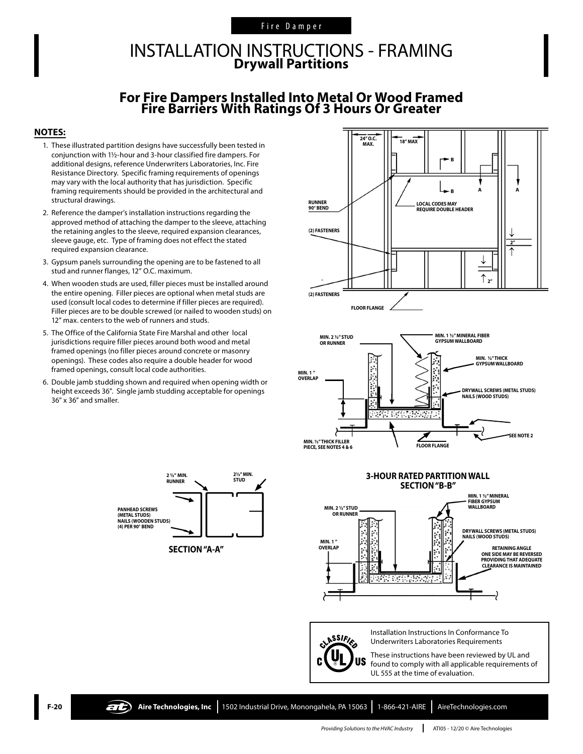Fire Damper

# INSTALLATION INSTRUCTIONS - FRAMING
## Drywall Partitions

## For Fire Dampers Installed Into Metal Or Wood Framed Fire Barriers With Ratings Of 3 Hours Or Greater

**NOTES:**

1. These illustrated partition designs have successfully been tested in conjunction with 1½-hour and 3-hour classified fire dampers. For additional designs, reference Underwriters Laboratories, Inc. Fire Resistance Directory. Specific framing requirements of openings may vary with the local authority that has jurisdiction. Specific framing requirements should be provided in the architectural and structural drawings.
2. Reference the damper's installation instructions regarding the approved method of attaching the damper to the sleeve, attaching the retaining angles to the sleeve, required expansion clearances, sleeve gauge, etc. Type of framing does not effect the stated required expansion clearance.
3. Gypsum panels surrounding the opening are to be fastened to all stud and runner flanges, 12" O.C. maximum.
4. When wooden studs are used, filler pieces must be installed around the entire opening. Filler pieces are optional when metal studs are used (consult local codes to determine if filler pieces are required). Filler pieces are to be double screwed (or nailed to wooden studs) on 12" max. centers to the web of runners and studs.
5. The Office of the California State Fire Marshal and other local jurisdictions require filler pieces around both wood and metal framed openings (no filler pieces around concrete or masonry openings). These codes also require a double header for wood framed openings, consult local code authorities.
6. Double jamb studding shown and required when opening width or height exceeds 36". Single jamb studding acceptable for openings 36" x 36" and smaller.

24" O.C. MAX. | 18" MAX | B | A | RUNNER 90° BEND | LOCAL CODES MAY REQUIRE DOUBLE HEADER | (2) FASTENERS | 2" | (2) FASTENERS | FLOOR FLANGE

MIN. 2 ½" STUD OR RUNNER | MIN. 1 ½" MINERAL FIBER GYPSUM WALLBOARD | MIN. ½" THICK GYPSUM WALLBOARD | MIN. 1" OVERLAP | DRYWALL SCREWS (METAL STUDS) NAILS (WOOD STUDS) | MIN. ½" THICK FILLER PIECE, SEE NOTES 4 & 6 | FLOOR FLANGE | SEE NOTE 2

2 ½" MIN. RUNNER | 2½" MIN. STUD | PANHEAD SCREWS (METAL STUDS) NAILS (WOODEN STUDS) (4) PER 90° BEND

**SECTION "A-A"**

**3-HOUR RATED PARTITION WALL SECTION "B-B"**

MIN. 2 ½" STUD OR RUNNER | MIN. 1 ½" MINERAL FIBER GYPSUM WALLBOARD | MIN. 1" OVERLAP | DRYWALL SCREWS (METAL STUDS) NAILS (WOOD STUDS) | RETAINING ANGLE ONE SIDE MAY BE REVERSED PROVIDING THAT ADEQUATE CLEARANCE IS MAINTAINED

Installation Instructions In Conformance To Underwriters Laboratories Requirements

These instructions have been reviewed by UL and found to comply with all applicable requirements of UL 555 at the time of evaluation.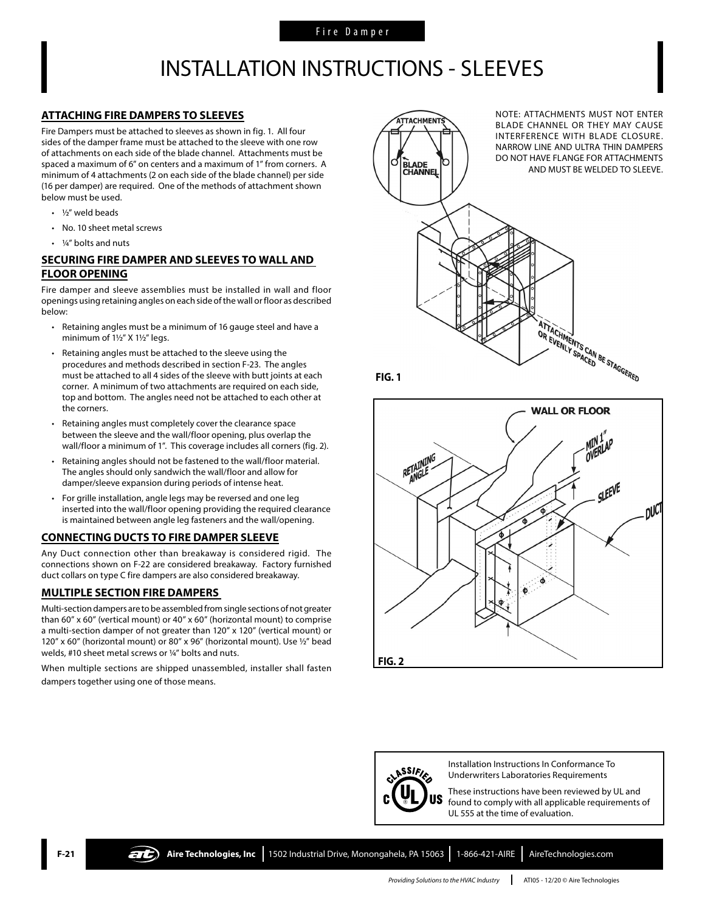Fire Damper

# INSTALLATION INSTRUCTIONS - SLEEVES

## ATTACHING FIRE DAMPERS TO SLEEVES

Fire Dampers must be attached to sleeves as shown in fig. 1. All four sides of the damper frame must be attached to the sleeve with one row of attachments on each side of the blade channel. Attachments must be spaced a maximum of 6" on centers and a maximum of 1" from corners. A minimum of 4 attachments (2 on each side of the blade channel) per side (16 per damper) are required. One of the methods of attachment shown below must be used.

- ½" weld beads
- No. 10 sheet metal screws
- ¼" bolts and nuts

## SECURING FIRE DAMPER AND SLEEVES TO WALL AND FLOOR OPENING

Fire damper and sleeve assemblies must be installed in wall and floor openings using retaining angles on each side of the wall or floor as described below:

- Retaining angles must be a minimum of 16 gauge steel and have a minimum of 1½" X 1½" legs.
- Retaining angles must be attached to the sleeve using the procedures and methods described in section F-23. The angles must be attached to all 4 sides of the sleeve with butt joints at each corner. A minimum of two attachments are required on each side, top and bottom. The angles need not be attached to each other at the corners.
- Retaining angles must completely cover the clearance space between the sleeve and the wall/floor opening, plus overlap the wall/floor a minimum of 1". This coverage includes all corners (fig. 2).
- Retaining angles should not be fastened to the wall/floor material. The angles should only sandwich the wall/floor and allow for damper/sleeve expansion during periods of intense heat.
- For grille installation, angle legs may be reversed and one leg inserted into the wall/floor opening providing the required clearance is maintained between angle leg fasteners and the wall/opening.

## CONNECTING DUCTS TO FIRE DAMPER SLEEVE

Any Duct connection other than breakaway is considered rigid. The connections shown on F-22 are considered breakaway. Factory furnished duct collars on type C fire dampers are also considered breakaway.

## MULTIPLE SECTION FIRE DAMPERS

Multi-section dampers are to be assembled from single sections of not greater than 60" x 60" (vertical mount) or 40" x 60" (horizontal mount) to comprise a multi-section damper of not greater than 120" x 120" (vertical mount) or 120" x 60" (horizontal mount) or 80" x 96" (horizontal mount). Use ½" bead welds, #10 sheet metal screws or ¼" bolts and nuts.

When multiple sections are shipped unassembled, installer shall fasten dampers together using one of those means.

NOTE: ATTACHMENTS MUST NOT ENTER BLADE CHANNEL OR THEY MAY CAUSE INTERFERENCE WITH BLADE CLOSURE. NARROW LINE AND ULTRA THIN DAMPERS DO NOT HAVE FLANGE FOR ATTACHMENTS AND MUST BE WELDED TO SLEEVE.

ATTACHMENTS, BLADE CHANNEL, ATTACHMENTS CAN BE STAGGERED OR EVENLY SPACED

FIG. 1

WALL OR FLOOR, RETAINING ANGLE, MIN 1" OVERLAP, SLEEVE, DUCT

FIG. 2

Installation Instructions In Conformance To Underwriters Laboratories Requirements

These instructions have been reviewed by UL and found to comply with all applicable requirements of UL 555 at the time of evaluation.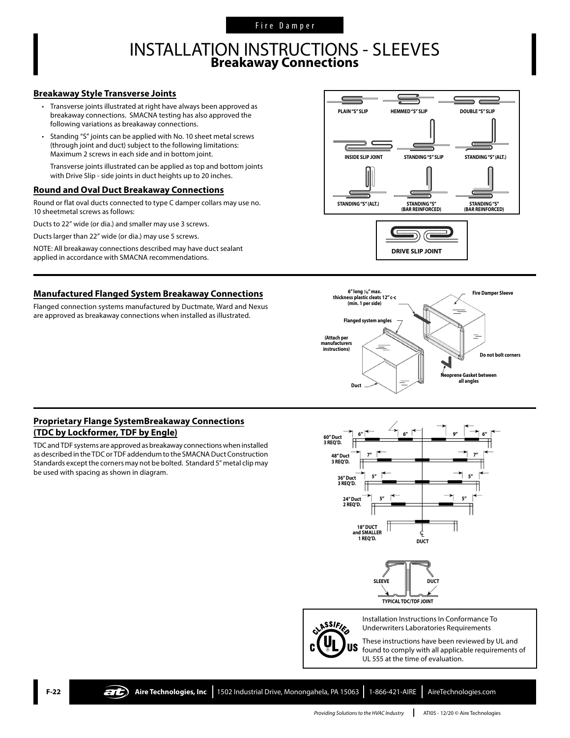# INSTALLATION INSTRUCTIONS - SLEEVES
## Breakaway Connections

### Breakaway Style Transverse Joints

- Transverse joints illustrated at right have always been approved as breakaway connections. SMACNA testing has also approved the following variations as breakaway connections.
- Standing "S" joints can be applied with No. 10 sheet metal screws (through joint and duct) subject to the following limitations: Maximum 2 screws in each side and in bottom joint.

  Transverse joints illustrated can be applied as top and bottom joints with Drive Slip - side joints in duct heights up to 20 inches.

### Round and Oval Duct Breakaway Connections

Round or flat oval ducts connected to type C damper collars may use no. 10 sheetmetal screws as follows:

Ducts to 22" wide (or dia.) and smaller may use 3 screws.

Ducts larger than 22" wide (or dia.) may use 5 screws.

NOTE: All breakaway connections described may have duct sealant applied in accordance with SMACNA recommendations.

PLAIN "S" SLIP | HEMMED "S" SLIP | DOUBLE "S" SLIP | INSIDE SLIP JOINT | STANDING "S" SLIP | STANDING "S" (ALT.) | STANDING "S" (ALT.) | STANDING "S" (BAR REINFORCED) | STANDING "S" (BAR REINFORCED)

DRIVE SLIP JOINT

### Manufactured Flanged System Breakaway Connections

Flanged connection systems manufactured by Ductmate, Ward and Nexus are approved as breakaway connections when installed as illustrated.

6" long 1/16" max. thickness plastic cleats 12" c-c (min. 1 per side)

Fire Damper Sleeve

Flanged system angles

(Attach per manufacturers instructions)

Do not bolt corners

Neoprene Gasket between all angles

Duct

### Proprietary Flange SystemBreakaway Connections (TDC by Lockformer, TDF by Engle)

TDC and TDF systems are approved as breakaway connections when installed as described in the TDC or TDF addendum to the SMACNA Duct Construction Standards except the corners may not be bolted. Standard 5" metal clip may be used with spacing as shown in diagram.

60" Duct 3 REQ'D. — 6" | 6" | 9" | 6"

48" Duct 3 REQ'D. — 7" | 7"

36" Duct 3 REQ'D. — 5" | 5"

24" Duct 2 REQ'D. — 5" | 5"

18" DUCT and SMALLER 1 REQ'D.

℄ DUCT

SLEEVE | DUCT

TYPICAL TDC/TDF JOINT

Installation Instructions In Conformance To Underwriters Laboratories Requirements

These instructions have been reviewed by UL and found to comply with all applicable requirements of UL 555 at the time of evaluation.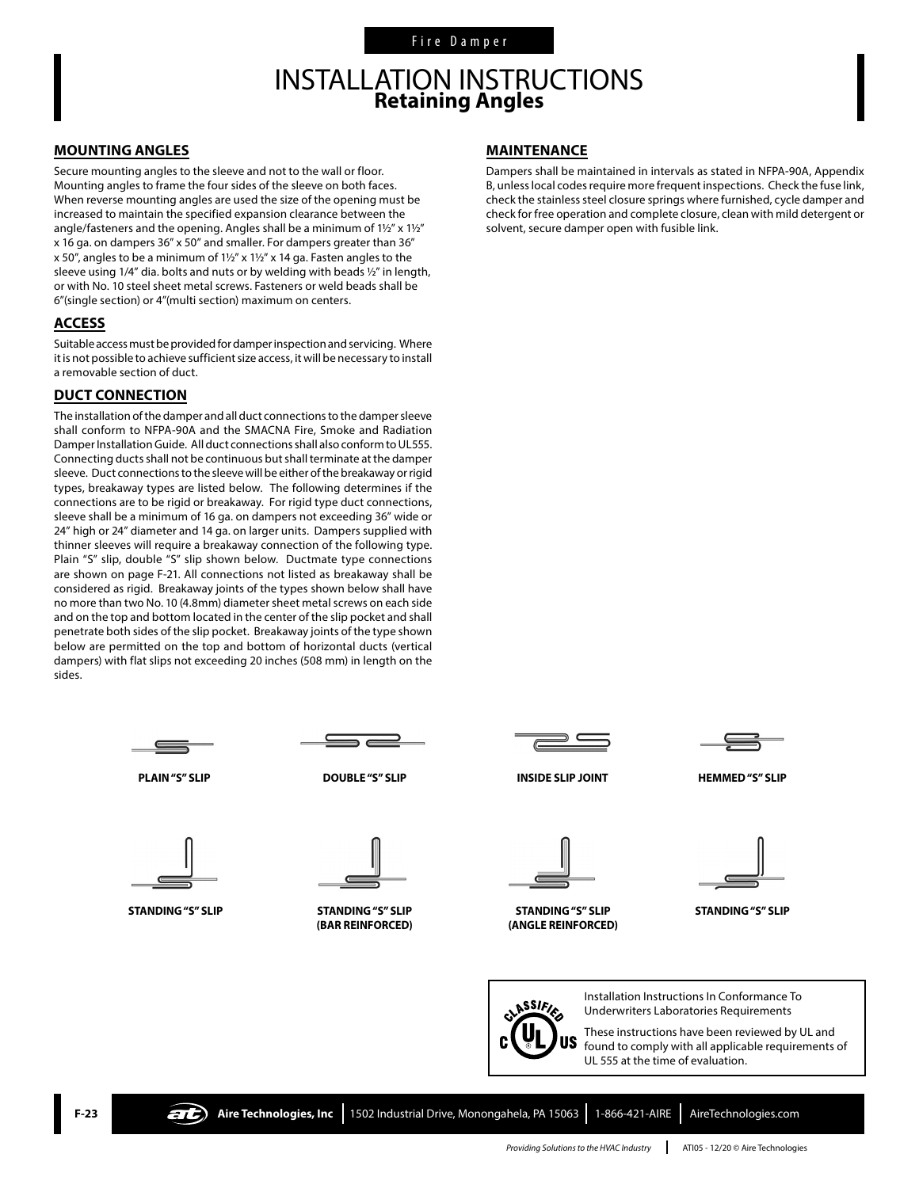Fire Damper

# INSTALLATION INSTRUCTIONS
## Retaining Angles

### MOUNTING ANGLES

Secure mounting angles to the sleeve and not to the wall or floor. Mounting angles to frame the four sides of the sleeve on both faces. When reverse mounting angles are used the size of the opening must be increased to maintain the specified expansion clearance between the angle/fasteners and the opening. Angles shall be a minimum of 1½" x 1½" x 16 ga. on dampers 36" x 50" and smaller. For dampers greater than 36" x 50", angles to be a minimum of 1½" x 1½" x 14 ga. Fasten angles to the sleeve using 1/4" dia. bolts and nuts or by welding with beads ½" in length, or with No. 10 steel sheet metal screws. Fasteners or weld beads shall be 6"(single section) or 4"(multi section) maximum on centers.

### ACCESS

Suitable access must be provided for damper inspection and servicing. Where it is not possible to achieve sufficient size access, it will be necessary to install a removable section of duct.

### DUCT CONNECTION

The installation of the damper and all duct connections to the damper sleeve shall conform to NFPA-90A and the SMACNA Fire, Smoke and Radiation Damper Installation Guide. All duct connections shall also conform to UL555. Connecting ducts shall not be continuous but shall terminate at the damper sleeve. Duct connections to the sleeve will be either of the breakaway or rigid types, breakaway types are listed below. The following determines if the connections are to be rigid or breakaway. For rigid type duct connections, sleeve shall be a minimum of 16 ga. on dampers not exceeding 36" wide or 24" high or 24" diameter and 14 ga. on larger units. Dampers supplied with thinner sleeves will require a breakaway connection of the following type. Plain "S" slip, double "S" slip shown below. Ductmate type connections are shown on page F-21. All connections not listed as breakaway shall be considered as rigid. Breakaway joints of the types shown below shall have no more than two No. 10 (4.8mm) diameter sheet metal screws on each side and on the top and bottom located in the center of the slip pocket and shall penetrate both sides of the slip pocket. Breakaway joints of the type shown below are permitted on the top and bottom of horizontal ducts (vertical dampers) with flat slips not exceeding 20 inches (508 mm) in length on the sides.

### MAINTENANCE

Dampers shall be maintained in intervals as stated in NFPA-90A, Appendix B, unless local codes require more frequent inspections. Check the fuse link, check the stainless steel closure springs where furnished, cycle damper and check for free operation and complete closure, clean with mild detergent or solvent, secure damper open with fusible link.

**PLAIN "S" SLIP**

**DOUBLE "S" SLIP**

**INSIDE SLIP JOINT**

**HEMMED "S" SLIP**

**STANDING "S" SLIP**

**STANDING "S" SLIP (BAR REINFORCED)**

**STANDING "S" SLIP (ANGLE REINFORCED)**

**STANDING "S" SLIP**

Installation Instructions In Conformance To Underwriters Laboratories Requirements

These instructions have been reviewed by UL and found to comply with all applicable requirements of UL 555 at the time of evaluation.

**Aire Technologies, Inc** | 1502 Industrial Drive, Monongahela, PA 15063 | 1-866-421-AIRE | AireTechnologies.com

*Providing Solutions to the HVAC Industry* | ATI05 - 12/20 © Aire Technologies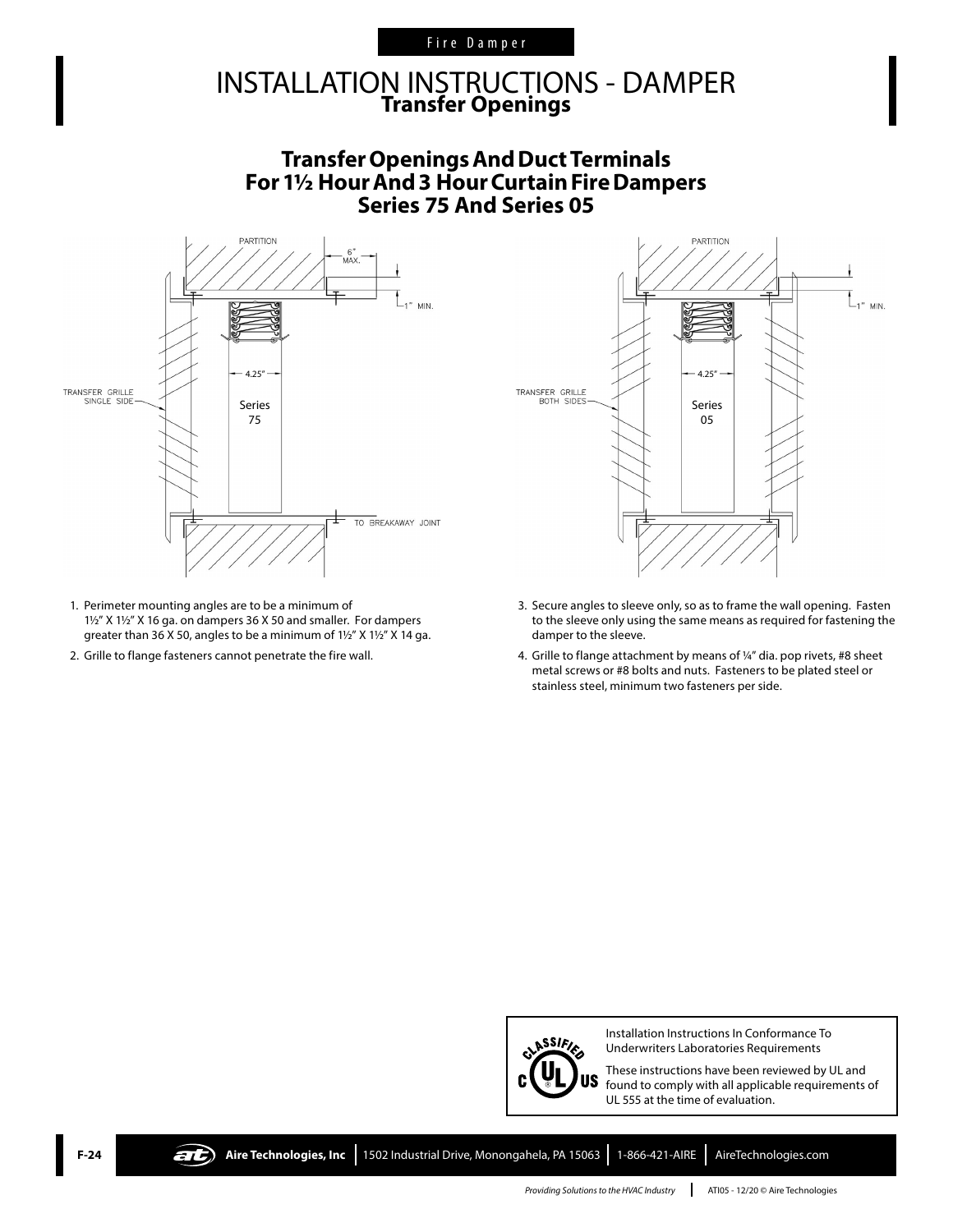# INSTALLATION INSTRUCTIONS - DAMPER

## Transfer Openings

## Transfer Openings And Duct Terminals For 1½ Hour And 3 Hour Curtain Fire Dampers Series 75 And Series 05

PARTITION

6" MAX.

1" MIN.

4.25"

TRANSFER GRILLE SINGLE SIDE

Series 75

TO BREAKAWAY JOINT

PARTITION

1" MIN.

4.25"

TRANSFER GRILLE BOTH SIDES

Series 05

1. Perimeter mounting angles are to be a minimum of 1½" X 1½" X 16 ga. on dampers 36 X 50 and smaller. For dampers greater than 36 X 50, angles to be a minimum of 1½" X 1½" X 14 ga.
2. Grille to flange fasteners cannot penetrate the fire wall.
3. Secure angles to sleeve only, so as to frame the wall opening. Fasten to the sleeve only using the same means as required for fastening the damper to the sleeve.
4. Grille to flange attachment by means of ¼" dia. pop rivets, #8 sheet metal screws or #8 bolts and nuts. Fasteners to be plated steel or stainless steel, minimum two fasteners per side.

Installation Instructions In Conformance To Underwriters Laboratories Requirements

These instructions have been reviewed by UL and found to comply with all applicable requirements of UL 555 at the time of evaluation.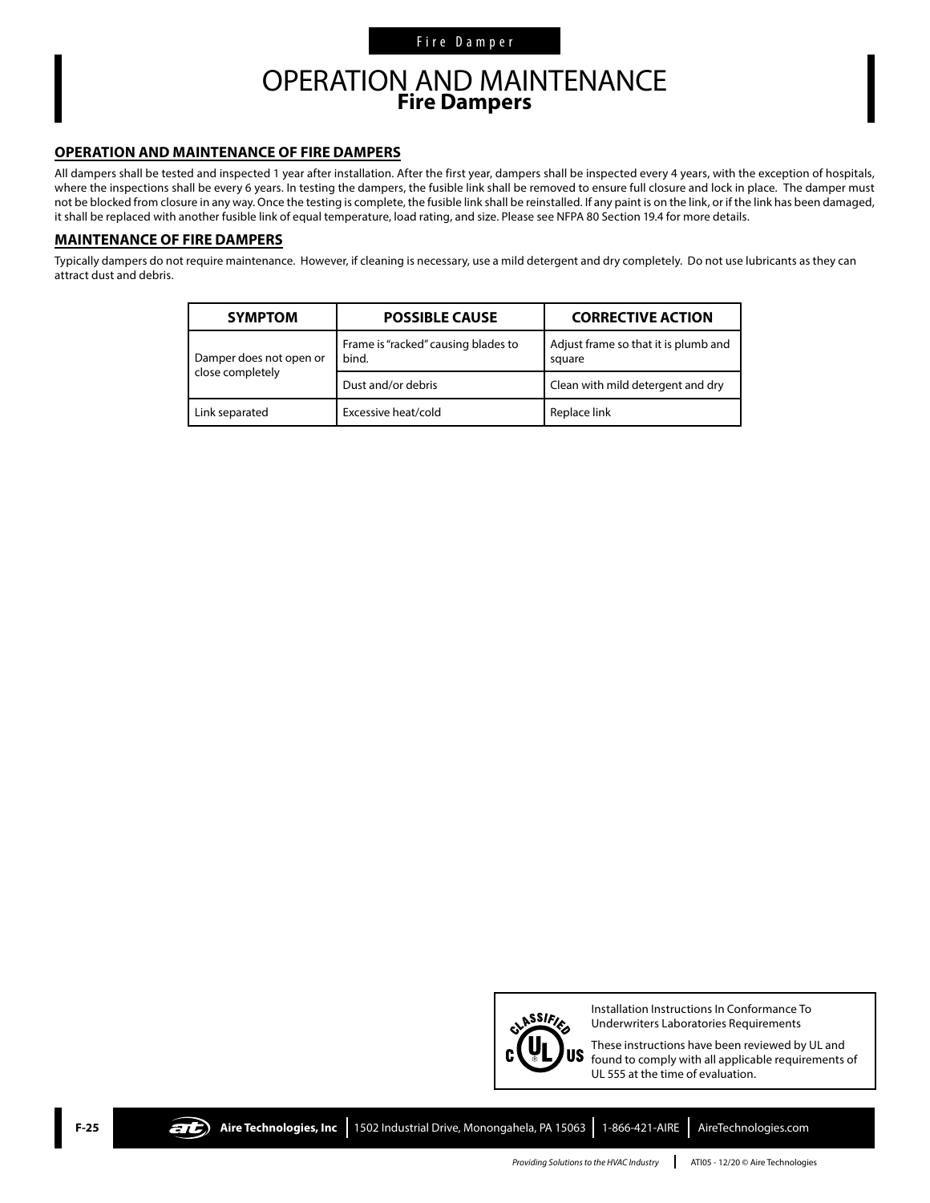# OPERATION AND MAINTENANCE
## Fire Dampers

### OPERATION AND MAINTENANCE OF FIRE DAMPERS

All dampers shall be tested and inspected 1 year after installation. After the first year, dampers shall be inspected every 4 years, with the exception of hospitals, where the inspections shall be every 6 years. In testing the dampers, the fusible link shall be removed to ensure full closure and lock in place. The damper must not be blocked from closure in any way. Once the testing is complete, the fusible link shall be reinstalled. If any paint is on the link, or if the link has been damaged, it shall be replaced with another fusible link of equal temperature, load rating, and size. Please see NFPA 80 Section 19.4 for more details.

### MAINTENANCE OF FIRE DAMPERS

Typically dampers do not require maintenance. However, if cleaning is necessary, use a mild detergent and dry completely. Do not use lubricants as they can attract dust and debris.

| SYMPTOM | POSSIBLE CAUSE | CORRECTIVE ACTION |
|---|---|---|
| Damper does not open or close completely | Frame is "racked" causing blades to bind. | Adjust frame so that it is plumb and square |
| | Dust and/or debris | Clean with mild detergent and dry |
| Link separated | Excessive heat/cold | Replace link |

Installation Instructions In Conformance To Underwriters Laboratories Requirements

These instructions have been reviewed by UL and found to comply with all applicable requirements of UL 555 at the time of evaluation.